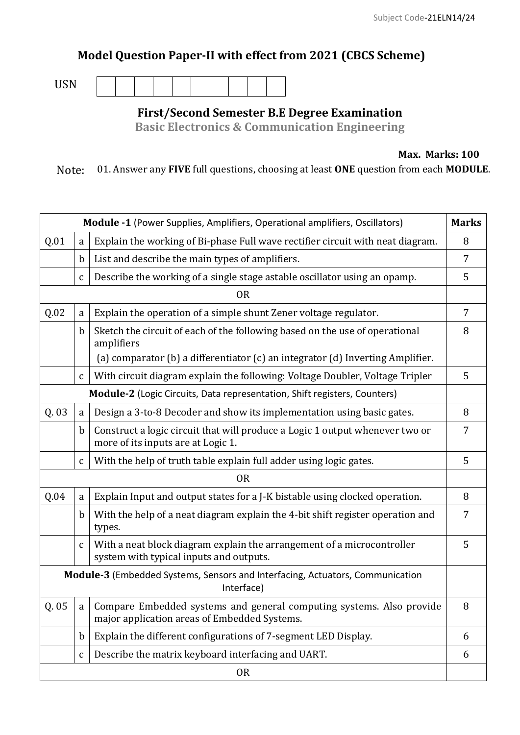Subject Code-21ELN14/24

## Model Question Paper-II with effect from 2021 (CBCS Scheme)

USN | | | | | | | | | | |

### First/Second Semester B.E Degree Examination

**Basic Electronics & Communication Engineering**

**Max. Marks: 100**

Note: 01. Answer any **FIVE** full questions, choosing at least **ONE** question from each **MODULE**.

| **Module -1** (Power Supplies, Amplifiers, Operational amplifiers, Oscillators) | | | **Marks** |
|---|---|---|---|
| Q.01 | a | Explain the working of Bi-phase Full wave rectifier circuit with neat diagram. | 8 |
| | b | List and describe the main types of amplifiers. | 7 |
| | c | Describe the working of a single stage astable oscillator using an opamp. | 5 |
| | | OR | |
| Q.02 | a | Explain the operation of a simple shunt Zener voltage regulator. | 7 |
| | b | Sketch the circuit of each of the following based on the use of operational amplifiers (a) comparator (b) a differentiator (c) an integrator (d) Inverting Amplifier. | 8 |
| | c | With circuit diagram explain the following: Voltage Doubler, Voltage Tripler | 5 |
| **Module-2** (Logic Circuits, Data representation, Shift registers, Counters) | | | |
| Q. 03 | a | Design a 3-to-8 Decoder and show its implementation using basic gates. | 8 |
| | b | Construct a logic circuit that will produce a Logic 1 output whenever two or more of its inputs are at Logic 1. | 7 |
| | c | With the help of truth table explain full adder using logic gates. | 5 |
| | | OR | |
| Q.04 | a | Explain Input and output states for a J-K bistable using clocked operation. | 8 |
| | b | With the help of a neat diagram explain the 4-bit shift register operation and types. | 7 |
| | c | With a neat block diagram explain the arrangement of a microcontroller system with typical inputs and outputs. | 5 |
| **Module-3** (Embedded Systems, Sensors and Interfacing, Actuators, Communication Interface) | | | |
| Q. 05 | a | Compare Embedded systems and general computing systems. Also provide major application areas of Embedded Systems. | 8 |
| | b | Explain the different configurations of 7-segment LED Display. | 6 |
| | c | Describe the matrix keyboard interfacing and UART. | 6 |
| | | OR | |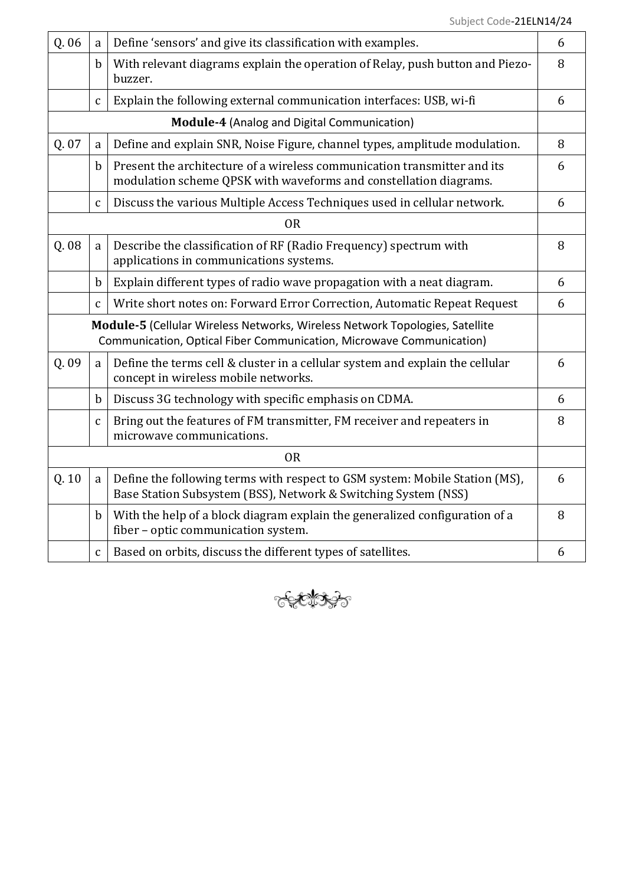| | | | |
|---|---|---|---|
| Q. 06 | a | Define 'sensors' and give its classification with examples. | 6 |
| | b | With relevant diagrams explain the operation of Relay, push button and Piezo-buzzer. | 8 |
| | c | Explain the following external communication interfaces: USB, wi-fi | 6 |
| | | **Module-4** (Analog and Digital Communication) | |
| Q. 07 | a | Define and explain SNR, Noise Figure, channel types, amplitude modulation. | 8 |
| | b | Present the architecture of a wireless communication transmitter and its modulation scheme QPSK with waveforms and constellation diagrams. | 6 |
| | c | Discuss the various Multiple Access Techniques used in cellular network. | 6 |
| | | OR | |
| Q. 08 | a | Describe the classification of RF (Radio Frequency) spectrum with applications in communications systems. | 8 |
| | b | Explain different types of radio wave propagation with a neat diagram. | 6 |
| | c | Write short notes on: Forward Error Correction, Automatic Repeat Request | 6 |
| | | **Module-5** (Cellular Wireless Networks, Wireless Network Topologies, Satellite Communication, Optical Fiber Communication, Microwave Communication) | |
| Q. 09 | a | Define the terms cell & cluster in a cellular system and explain the cellular concept in wireless mobile networks. | 6 |
| | b | Discuss 3G technology with specific emphasis on CDMA. | 6 |
| | c | Bring out the features of FM transmitter, FM receiver and repeaters in microwave communications. | 8 |
| | | OR | |
| Q. 10 | a | Define the following terms with respect to GSM system: Mobile Station (MS), Base Station Subsystem (BSS), Network & Switching System (NSS) | 6 |
| | b | With the help of a block diagram explain the generalized configuration of a fiber – optic communication system. | 8 |
| | c | Based on orbits, discuss the different types of satellites. | 6 |